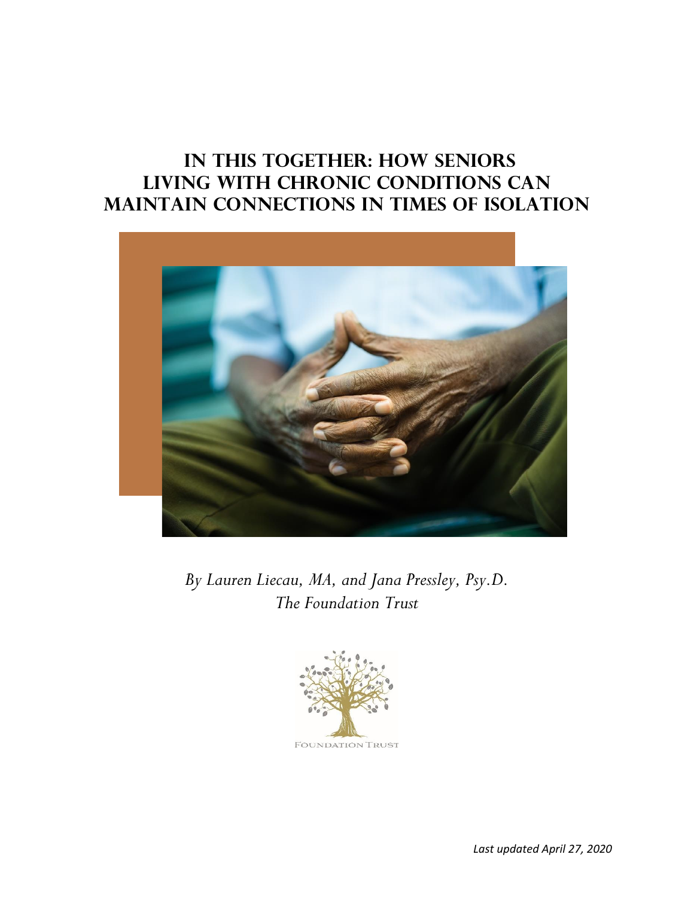# In This Together: How Seniors Living with Chronic Conditions Can Maintain Connections in Times of Isolation

*By Lauren Liecau, MA, and Jana Pressley, Psy.D.*
*The Foundation Trust*

FOUNDATION TRUST

*Last updated April 27, 2020*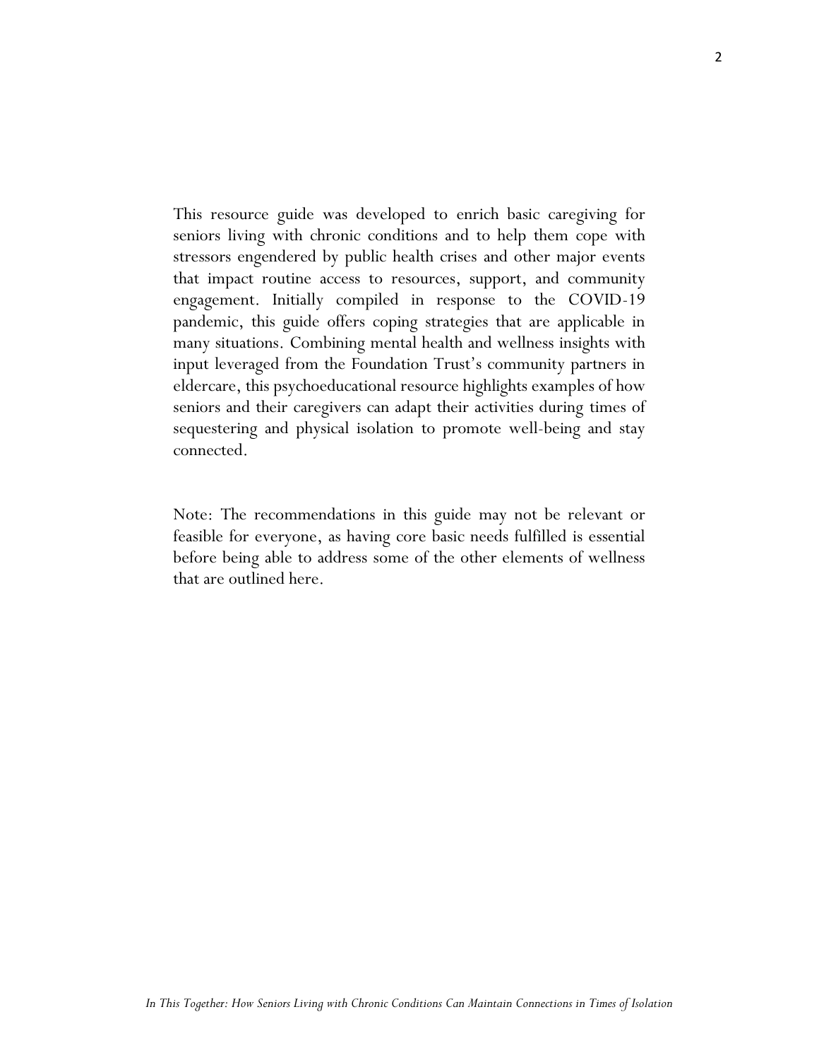This resource guide was developed to enrich basic caregiving for seniors living with chronic conditions and to help them cope with stressors engendered by public health crises and other major events that impact routine access to resources, support, and community engagement. Initially compiled in response to the COVID-19 pandemic, this guide offers coping strategies that are applicable in many situations. Combining mental health and wellness insights with input leveraged from the Foundation Trust's community partners in eldercare, this psychoeducational resource highlights examples of how seniors and their caregivers can adapt their activities during times of sequestering and physical isolation to promote well-being and stay connected.

Note: The recommendations in this guide may not be relevant or feasible for everyone, as having core basic needs fulfilled is essential before being able to address some of the other elements of wellness that are outlined here.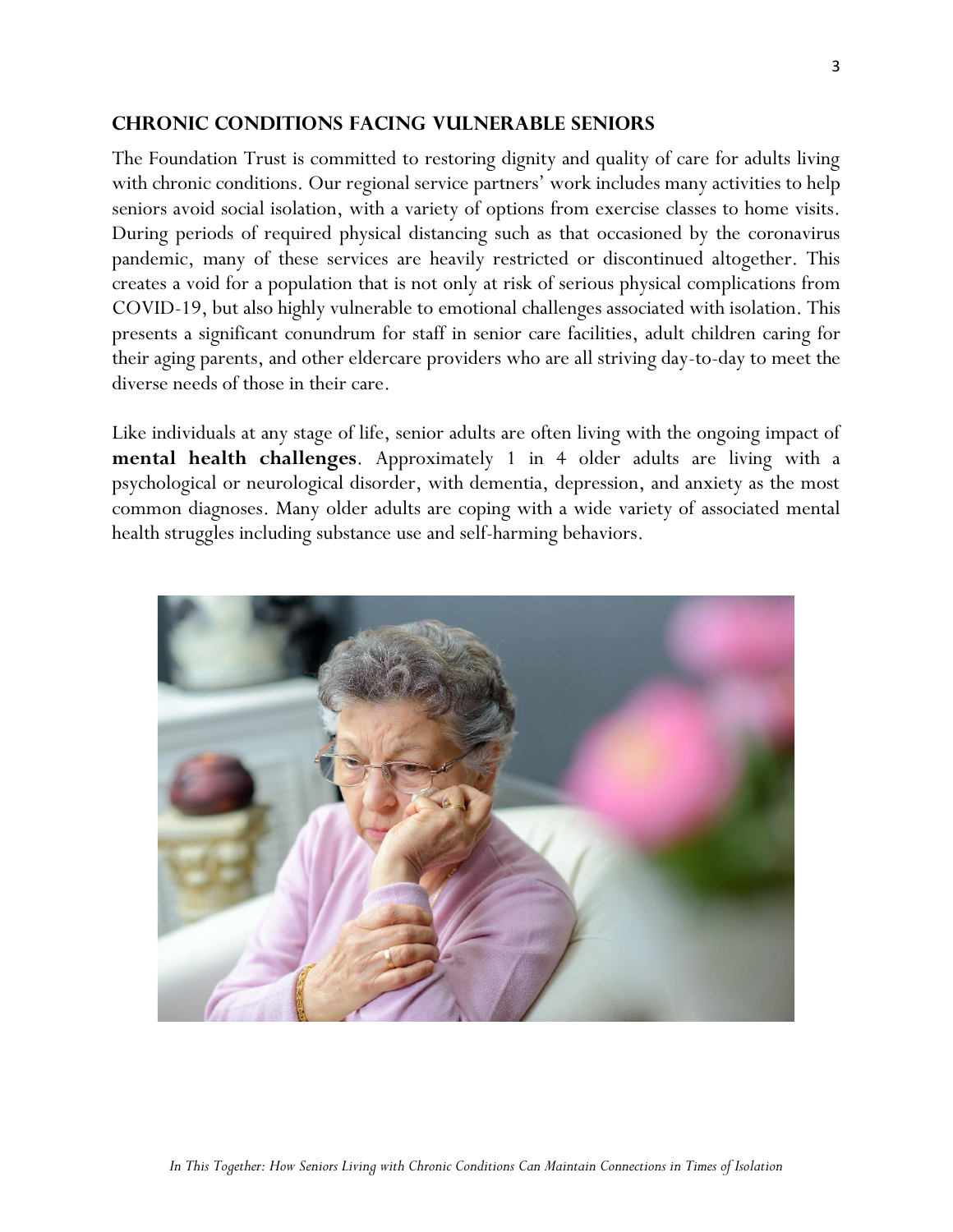## Chronic Conditions Facing Vulnerable Seniors

The Foundation Trust is committed to restoring dignity and quality of care for adults living with chronic conditions. Our regional service partners' work includes many activities to help seniors avoid social isolation, with a variety of options from exercise classes to home visits. During periods of required physical distancing such as that occasioned by the coronavirus pandemic, many of these services are heavily restricted or discontinued altogether. This creates a void for a population that is not only at risk of serious physical complications from COVID-19, but also highly vulnerable to emotional challenges associated with isolation. This presents a significant conundrum for staff in senior care facilities, adult children caring for their aging parents, and other eldercare providers who are all striving day-to-day to meet the diverse needs of those in their care.

Like individuals at any stage of life, senior adults are often living with the ongoing impact of **mental health challenges**. Approximately 1 in 4 older adults are living with a psychological or neurological disorder, with dementia, depression, and anxiety as the most common diagnoses. Many older adults are coping with a wide variety of associated mental health struggles including substance use and self-harming behaviors.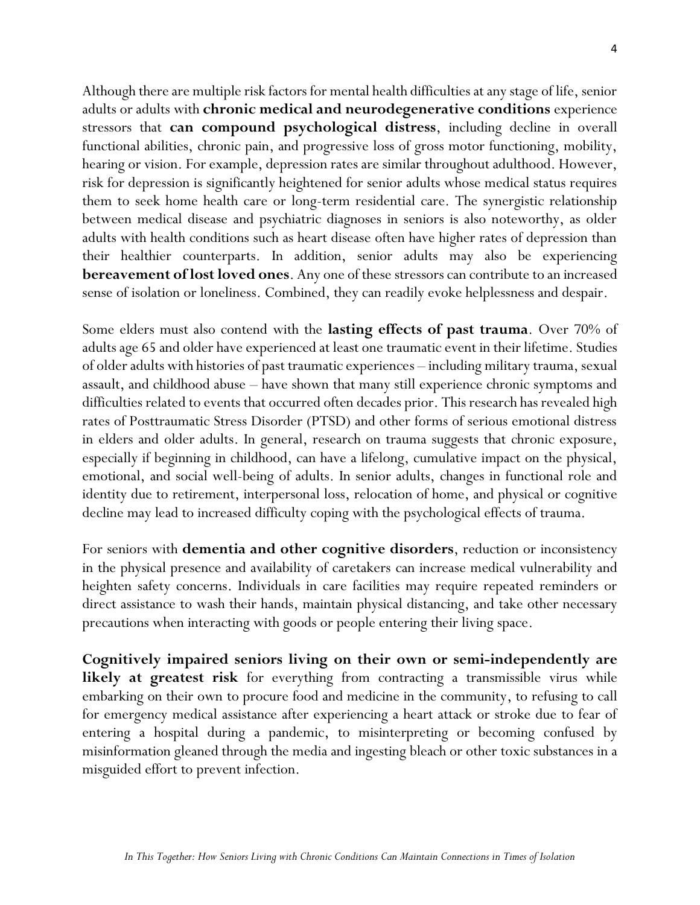Although there are multiple risk factors for mental health difficulties at any stage of life, senior adults or adults with **chronic medical and neurodegenerative conditions** experience stressors that **can compound psychological distress**, including decline in overall functional abilities, chronic pain, and progressive loss of gross motor functioning, mobility, hearing or vision. For example, depression rates are similar throughout adulthood. However, risk for depression is significantly heightened for senior adults whose medical status requires them to seek home health care or long-term residential care. The synergistic relationship between medical disease and psychiatric diagnoses in seniors is also noteworthy, as older adults with health conditions such as heart disease often have higher rates of depression than their healthier counterparts. In addition, senior adults may also be experiencing **bereavement of lost loved ones**. Any one of these stressors can contribute to an increased sense of isolation or loneliness. Combined, they can readily evoke helplessness and despair.

Some elders must also contend with the **lasting effects of past trauma**. Over 70% of adults age 65 and older have experienced at least one traumatic event in their lifetime. Studies of older adults with histories of past traumatic experiences – including military trauma, sexual assault, and childhood abuse – have shown that many still experience chronic symptoms and difficulties related to events that occurred often decades prior. This research has revealed high rates of Posttraumatic Stress Disorder (PTSD) and other forms of serious emotional distress in elders and older adults. In general, research on trauma suggests that chronic exposure, especially if beginning in childhood, can have a lifelong, cumulative impact on the physical, emotional, and social well-being of adults. In senior adults, changes in functional role and identity due to retirement, interpersonal loss, relocation of home, and physical or cognitive decline may lead to increased difficulty coping with the psychological effects of trauma.

For seniors with **dementia and other cognitive disorders**, reduction or inconsistency in the physical presence and availability of caretakers can increase medical vulnerability and heighten safety concerns. Individuals in care facilities may require repeated reminders or direct assistance to wash their hands, maintain physical distancing, and take other necessary precautions when interacting with goods or people entering their living space.

**Cognitively impaired seniors living on their own or semi-independently are likely at greatest risk** for everything from contracting a transmissible virus while embarking on their own to procure food and medicine in the community, to refusing to call for emergency medical assistance after experiencing a heart attack or stroke due to fear of entering a hospital during a pandemic, to misinterpreting or becoming confused by misinformation gleaned through the media and ingesting bleach or other toxic substances in a misguided effort to prevent infection.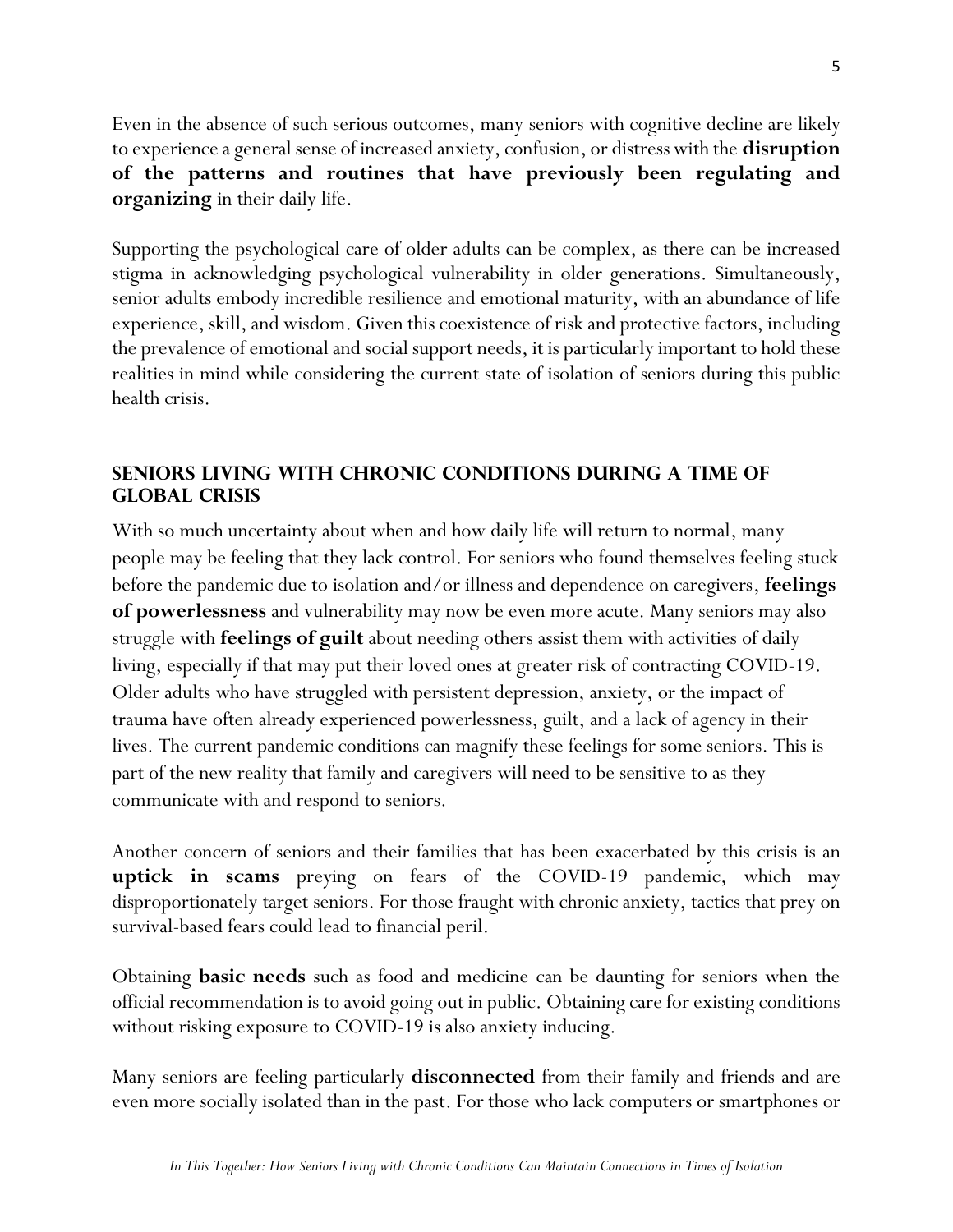Even in the absence of such serious outcomes, many seniors with cognitive decline are likely to experience a general sense of increased anxiety, confusion, or distress with the **disruption of the patterns and routines that have previously been regulating and organizing** in their daily life.

Supporting the psychological care of older adults can be complex, as there can be increased stigma in acknowledging psychological vulnerability in older generations. Simultaneously, senior adults embody incredible resilience and emotional maturity, with an abundance of life experience, skill, and wisdom. Given this coexistence of risk and protective factors, including the prevalence of emotional and social support needs, it is particularly important to hold these realities in mind while considering the current state of isolation of seniors during this public health crisis.

## SENIORS LIVING WITH CHRONIC CONDITIONS DURING A TIME OF GLOBAL CRISIS

With so much uncertainty about when and how daily life will return to normal, many people may be feeling that they lack control. For seniors who found themselves feeling stuck before the pandemic due to isolation and/or illness and dependence on caregivers, **feelings of powerlessness** and vulnerability may now be even more acute. Many seniors may also struggle with **feelings of guilt** about needing others assist them with activities of daily living, especially if that may put their loved ones at greater risk of contracting COVID-19. Older adults who have struggled with persistent depression, anxiety, or the impact of trauma have often already experienced powerlessness, guilt, and a lack of agency in their lives. The current pandemic conditions can magnify these feelings for some seniors. This is part of the new reality that family and caregivers will need to be sensitive to as they communicate with and respond to seniors.

Another concern of seniors and their families that has been exacerbated by this crisis is an **uptick in scams** preying on fears of the COVID-19 pandemic, which may disproportionately target seniors. For those fraught with chronic anxiety, tactics that prey on survival-based fears could lead to financial peril.

Obtaining **basic needs** such as food and medicine can be daunting for seniors when the official recommendation is to avoid going out in public. Obtaining care for existing conditions without risking exposure to COVID-19 is also anxiety inducing.

Many seniors are feeling particularly **disconnected** from their family and friends and are even more socially isolated than in the past. For those who lack computers or smartphones or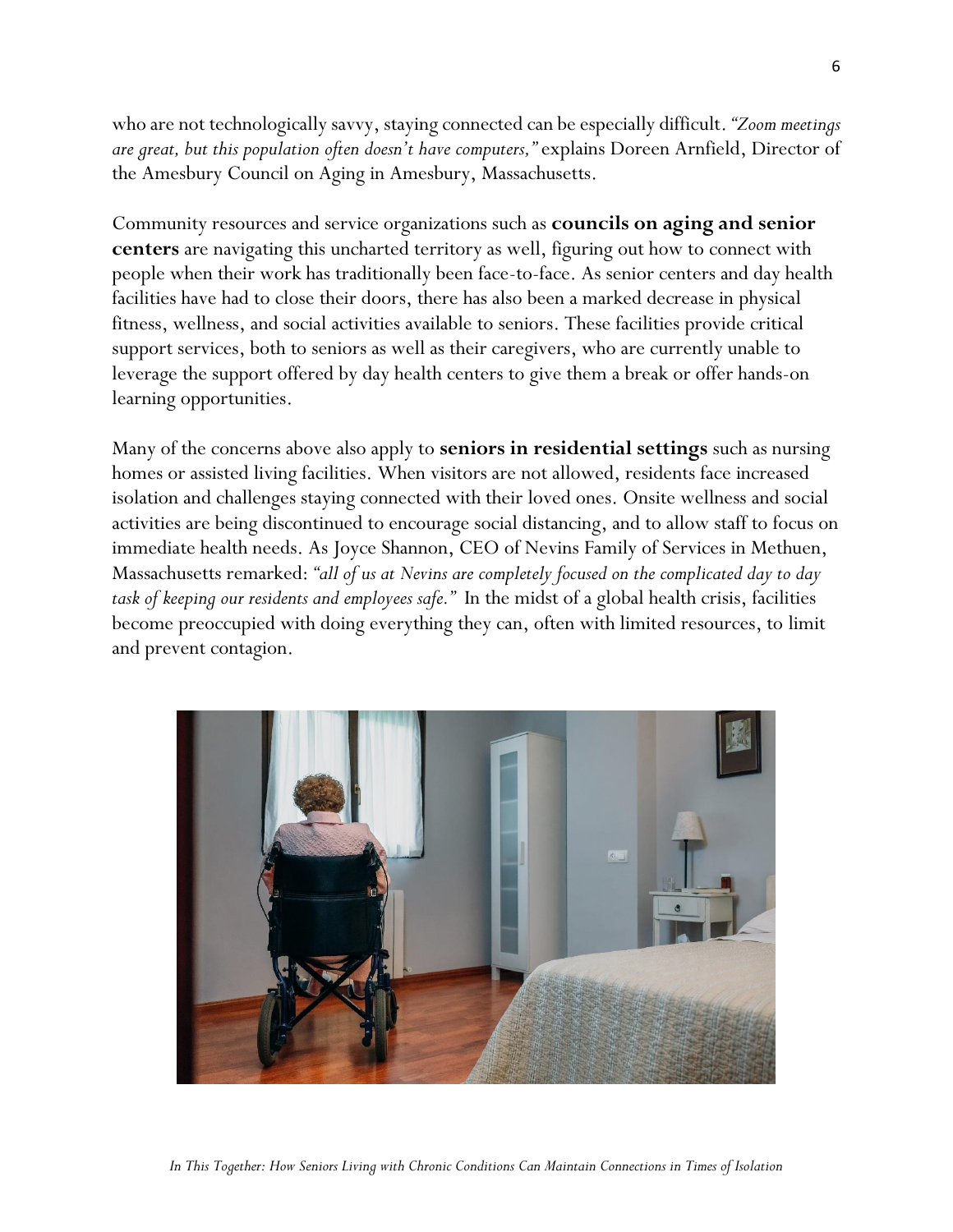who are not technologically savvy, staying connected can be especially difficult. *"Zoom meetings are great, but this population often doesn't have computers,"* explains Doreen Arnfield, Director of the Amesbury Council on Aging in Amesbury, Massachusetts.

Community resources and service organizations such as **councils on aging and senior centers** are navigating this uncharted territory as well, figuring out how to connect with people when their work has traditionally been face-to-face. As senior centers and day health facilities have had to close their doors, there has also been a marked decrease in physical fitness, wellness, and social activities available to seniors. These facilities provide critical support services, both to seniors as well as their caregivers, who are currently unable to leverage the support offered by day health centers to give them a break or offer hands-on learning opportunities.

Many of the concerns above also apply to **seniors in residential settings** such as nursing homes or assisted living facilities. When visitors are not allowed, residents face increased isolation and challenges staying connected with their loved ones. Onsite wellness and social activities are being discontinued to encourage social distancing, and to allow staff to focus on immediate health needs. As Joyce Shannon, CEO of Nevins Family of Services in Methuen, Massachusetts remarked: *"all of us at Nevins are completely focused on the complicated day to day task of keeping our residents and employees safe."* In the midst of a global health crisis, facilities become preoccupied with doing everything they can, often with limited resources, to limit and prevent contagion.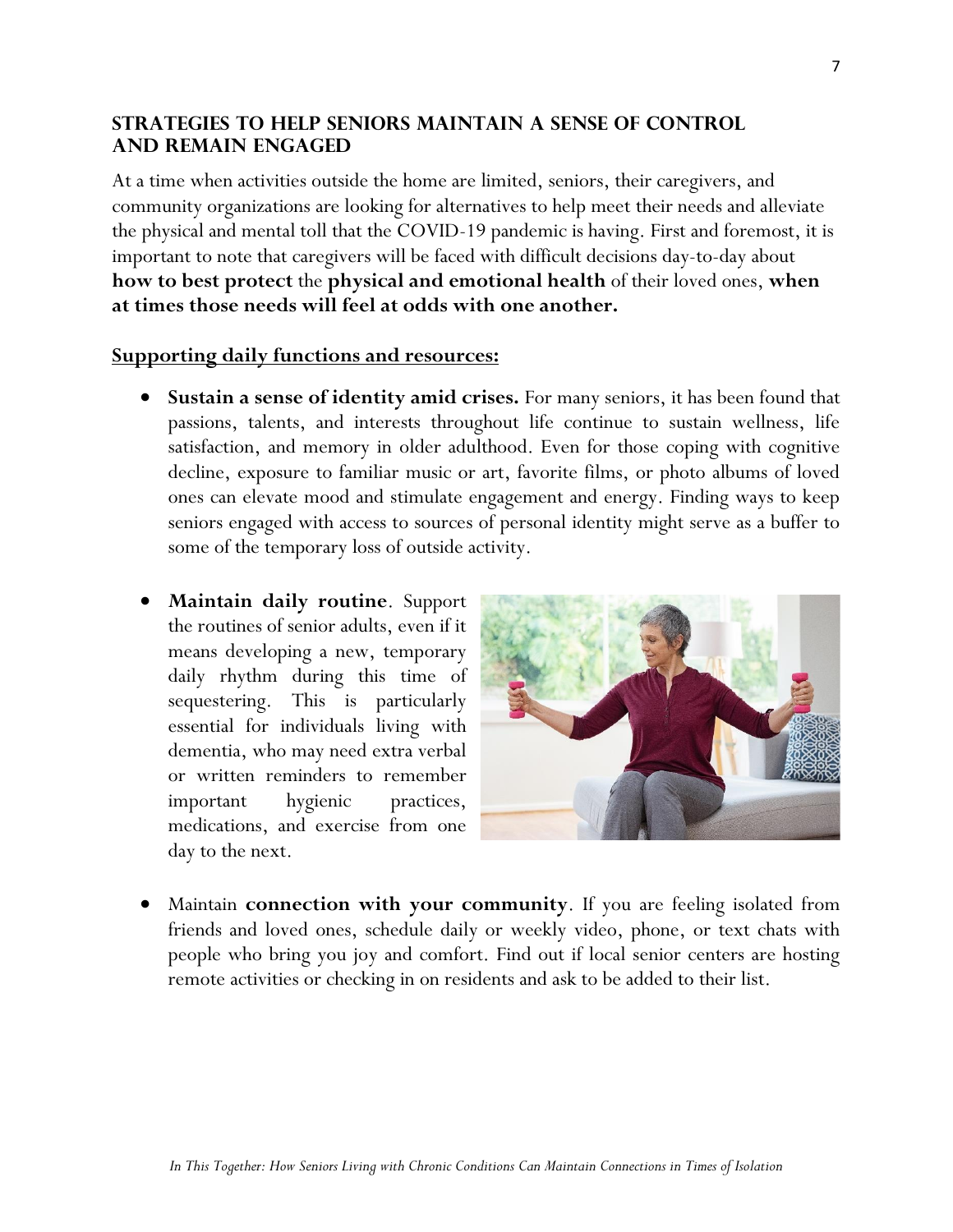## STRATEGIES TO HELP SENIORS MAINTAIN A SENSE OF CONTROL AND REMAIN ENGAGED

At a time when activities outside the home are limited, seniors, their caregivers, and community organizations are looking for alternatives to help meet their needs and alleviate the physical and mental toll that the COVID-19 pandemic is having. First and foremost, it is important to note that caregivers will be faced with difficult decisions day-to-day about **how to best protect** the **physical and emotional health** of their loved ones, **when at times those needs will feel at odds with one another.**

### Supporting daily functions and resources:

- **Sustain a sense of identity amid crises.** For many seniors, it has been found that passions, talents, and interests throughout life continue to sustain wellness, life satisfaction, and memory in older adulthood. Even for those coping with cognitive decline, exposure to familiar music or art, favorite films, or photo albums of loved ones can elevate mood and stimulate engagement and energy. Finding ways to keep seniors engaged with access to sources of personal identity might serve as a buffer to some of the temporary loss of outside activity.
- **Maintain daily routine**. Support the routines of senior adults, even if it means developing a new, temporary daily rhythm during this time of sequestering. This is particularly essential for individuals living with dementia, who may need extra verbal or written reminders to remember important hygienic practices, medications, and exercise from one day to the next.
- Maintain **connection with your community**. If you are feeling isolated from friends and loved ones, schedule daily or weekly video, phone, or text chats with people who bring you joy and comfort. Find out if local senior centers are hosting remote activities or checking in on residents and ask to be added to their list.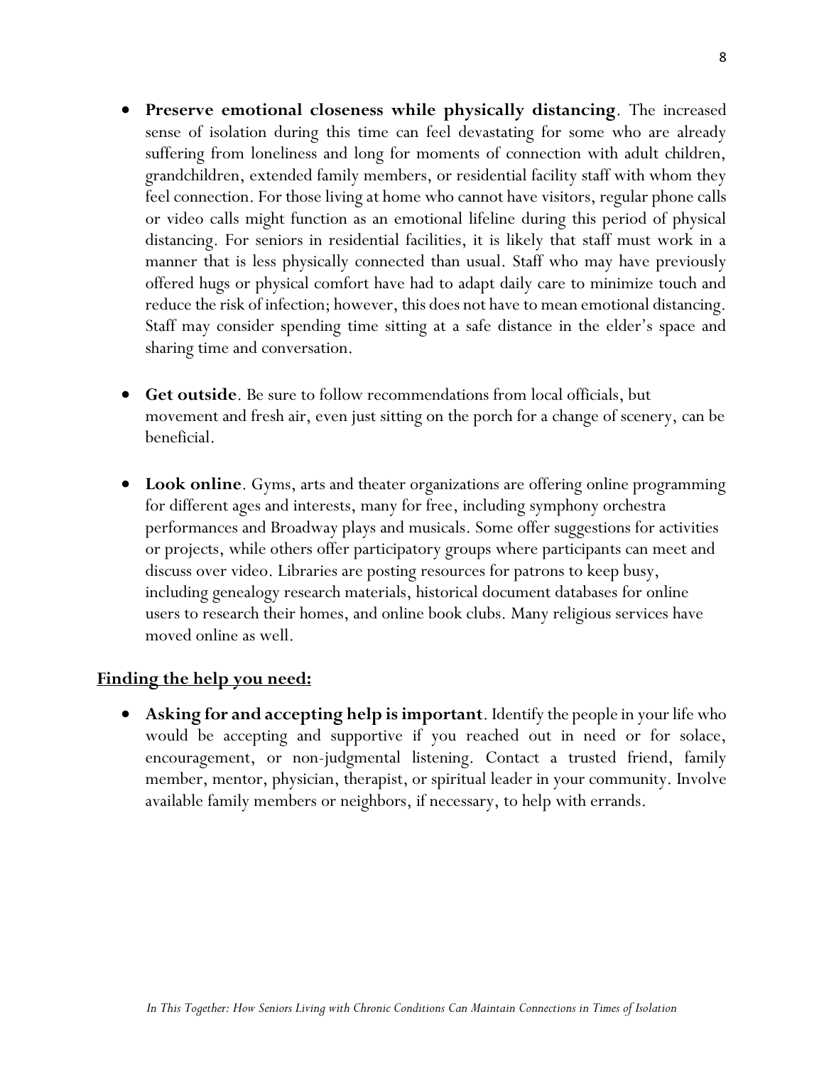- **Preserve emotional closeness while physically distancing**. The increased sense of isolation during this time can feel devastating for some who are already suffering from loneliness and long for moments of connection with adult children, grandchildren, extended family members, or residential facility staff with whom they feel connection. For those living at home who cannot have visitors, regular phone calls or video calls might function as an emotional lifeline during this period of physical distancing. For seniors in residential facilities, it is likely that staff must work in a manner that is less physically connected than usual. Staff who may have previously offered hugs or physical comfort have had to adapt daily care to minimize touch and reduce the risk of infection; however, this does not have to mean emotional distancing. Staff may consider spending time sitting at a safe distance in the elder's space and sharing time and conversation.

- **Get outside**. Be sure to follow recommendations from local officials, but movement and fresh air, even just sitting on the porch for a change of scenery, can be beneficial.

- **Look online**. Gyms, arts and theater organizations are offering online programming for different ages and interests, many for free, including symphony orchestra performances and Broadway plays and musicals. Some offer suggestions for activities or projects, while others offer participatory groups where participants can meet and discuss over video. Libraries are posting resources for patrons to keep busy, including genealogy research materials, historical document databases for online users to research their homes, and online book clubs. Many religious services have moved online as well.

**<u>Finding the help you need:</u>**

- **Asking for and accepting help is important**. Identify the people in your life who would be accepting and supportive if you reached out in need or for solace, encouragement, or non-judgmental listening. Contact a trusted friend, family member, mentor, physician, therapist, or spiritual leader in your community. Involve available family members or neighbors, if necessary, to help with errands.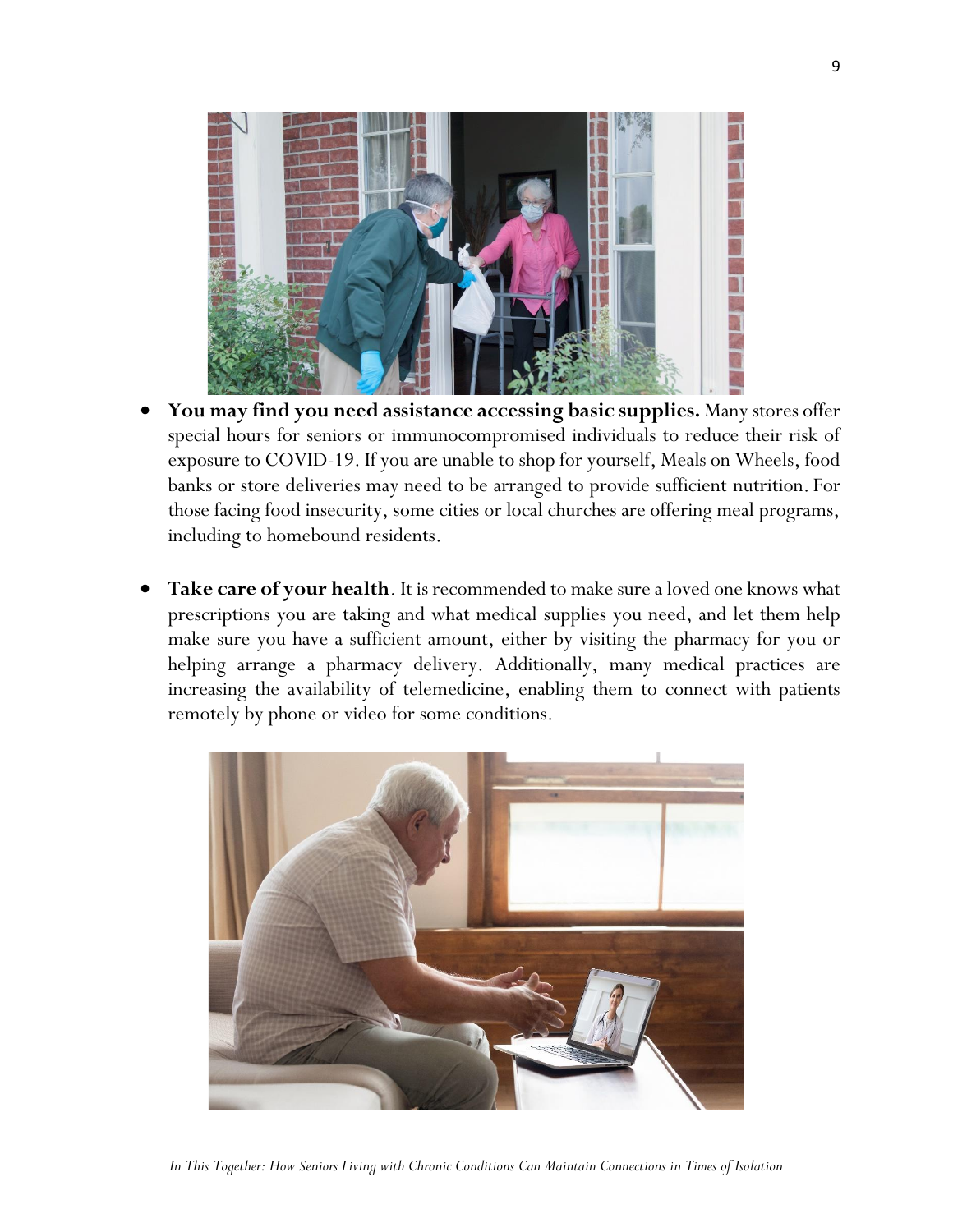- **You may find you need assistance accessing basic supplies.** Many stores offer special hours for seniors or immunocompromised individuals to reduce their risk of exposure to COVID-19. If you are unable to shop for yourself, Meals on Wheels, food banks or store deliveries may need to be arranged to provide sufficient nutrition. For those facing food insecurity, some cities or local churches are offering meal programs, including to homebound residents.

- **Take care of your health**. It is recommended to make sure a loved one knows what prescriptions you are taking and what medical supplies you need, and let them help make sure you have a sufficient amount, either by visiting the pharmacy for you or helping arrange a pharmacy delivery. Additionally, many medical practices are increasing the availability of telemedicine, enabling them to connect with patients remotely by phone or video for some conditions.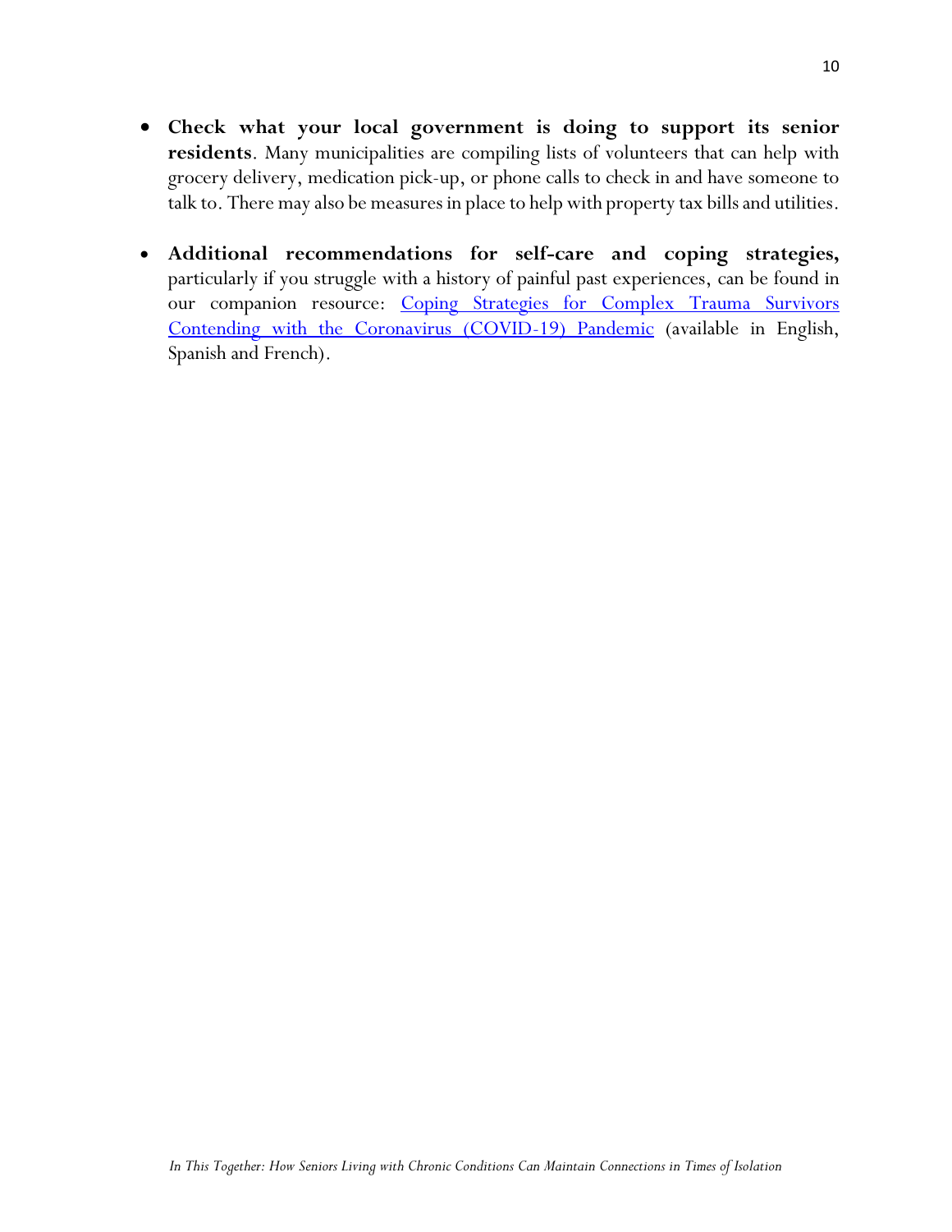- **Check what your local government is doing to support its senior residents**. Many municipalities are compiling lists of volunteers that can help with grocery delivery, medication pick-up, or phone calls to check in and have someone to talk to. There may also be measures in place to help with property tax bills and utilities.

- **Additional recommendations for self-care and coping strategies,** particularly if you struggle with a history of painful past experiences, can be found in our companion resource: Coping Strategies for Complex Trauma Survivors Contending with the Coronavirus (COVID-19) Pandemic (available in English, Spanish and French).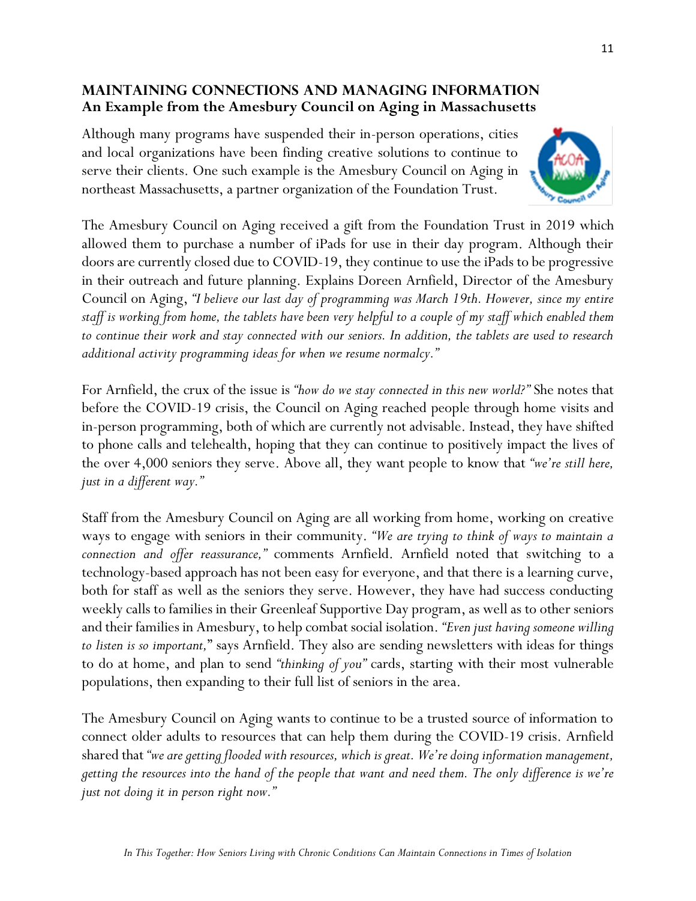## MAINTAINING CONNECTIONS AND MANAGING INFORMATION
### An Example from the Amesbury Council on Aging in Massachusetts

Although many programs have suspended their in-person operations, cities and local organizations have been finding creative solutions to continue to serve their clients. One such example is the Amesbury Council on Aging in northeast Massachusetts, a partner organization of the Foundation Trust.

The Amesbury Council on Aging received a gift from the Foundation Trust in 2019 which allowed them to purchase a number of iPads for use in their day program. Although their doors are currently closed due to COVID-19, they continue to use the iPads to be progressive in their outreach and future planning. Explains Doreen Arnfield, Director of the Amesbury Council on Aging, *"I believe our last day of programming was March 19th. However, since my entire staff is working from home, the tablets have been very helpful to a couple of my staff which enabled them to continue their work and stay connected with our seniors. In addition, the tablets are used to research additional activity programming ideas for when we resume normalcy."*

For Arnfield, the crux of the issue is *"how do we stay connected in this new world?"* She notes that before the COVID-19 crisis, the Council on Aging reached people through home visits and in-person programming, both of which are currently not advisable. Instead, they have shifted to phone calls and telehealth, hoping that they can continue to positively impact the lives of the over 4,000 seniors they serve. Above all, they want people to know that *"we're still here, just in a different way."*

Staff from the Amesbury Council on Aging are all working from home, working on creative ways to engage with seniors in their community. *"We are trying to think of ways to maintain a connection and offer reassurance,"* comments Arnfield. Arnfield noted that switching to a technology-based approach has not been easy for everyone, and that there is a learning curve, both for staff as well as the seniors they serve. However, they have had success conducting weekly calls to families in their Greenleaf Supportive Day program, as well as to other seniors and their families in Amesbury, to help combat social isolation. *"Even just having someone willing to listen is so important,"* says Arnfield. They also are sending newsletters with ideas for things to do at home, and plan to send *"thinking of you"* cards, starting with their most vulnerable populations, then expanding to their full list of seniors in the area.

The Amesbury Council on Aging wants to continue to be a trusted source of information to connect older adults to resources that can help them during the COVID-19 crisis. Arnfield shared that *"we are getting flooded with resources, which is great. We're doing information management, getting the resources into the hand of the people that want and need them. The only difference is we're just not doing it in person right now."*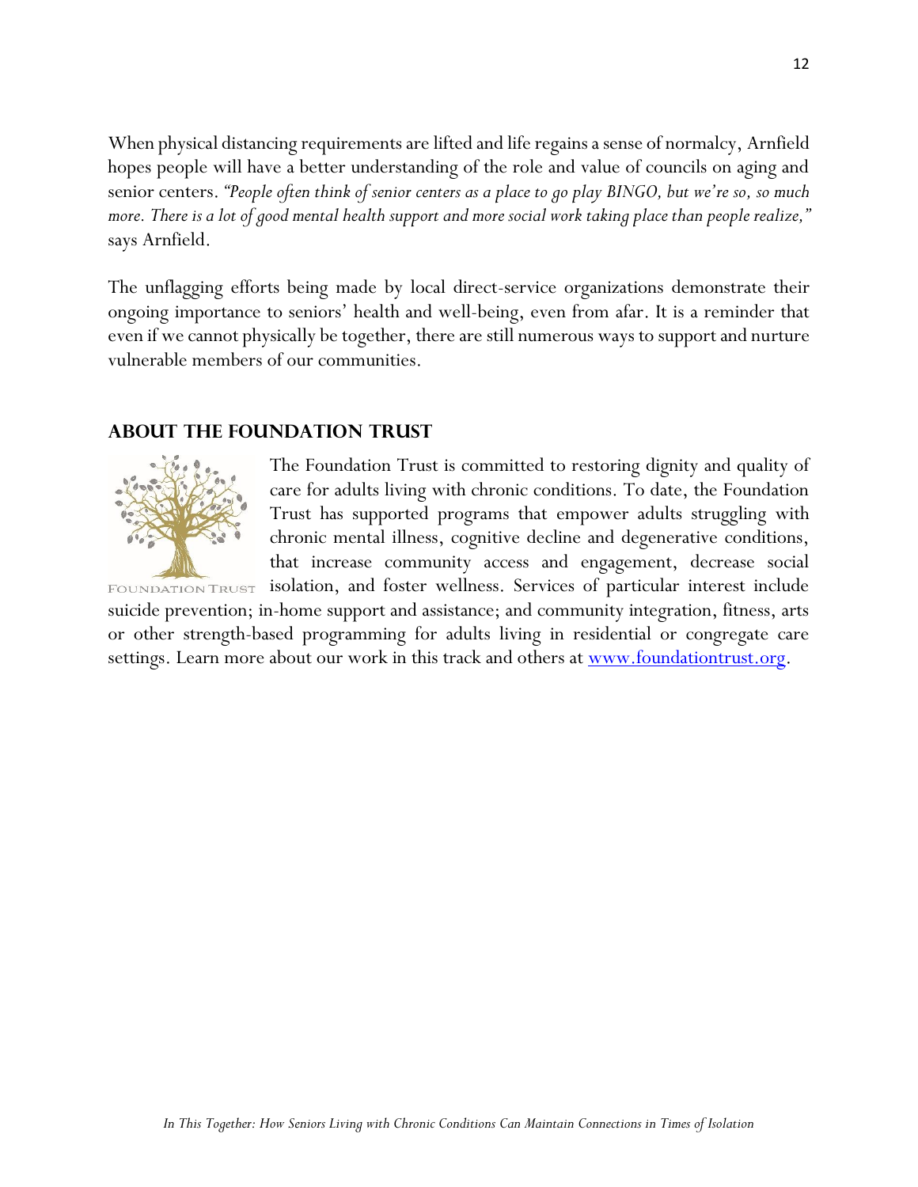When physical distancing requirements are lifted and life regains a sense of normalcy, Arnfield hopes people will have a better understanding of the role and value of councils on aging and senior centers. *"People often think of senior centers as a place to go play BINGO, but we're so, so much more. There is a lot of good mental health support and more social work taking place than people realize,"* says Arnfield.

The unflagging efforts being made by local direct-service organizations demonstrate their ongoing importance to seniors' health and well-being, even from afar. It is a reminder that even if we cannot physically be together, there are still numerous ways to support and nurture vulnerable members of our communities.

## About the Foundation Trust

FOUNDATION TRUST

The Foundation Trust is committed to restoring dignity and quality of care for adults living with chronic conditions. To date, the Foundation Trust has supported programs that empower adults struggling with chronic mental illness, cognitive decline and degenerative conditions, that increase community access and engagement, decrease social isolation, and foster wellness. Services of particular interest include suicide prevention; in-home support and assistance; and community integration, fitness, arts or other strength-based programming for adults living in residential or congregate care settings. Learn more about our work in this track and others at [www.foundationtrust.org](http://www.foundationtrust.org).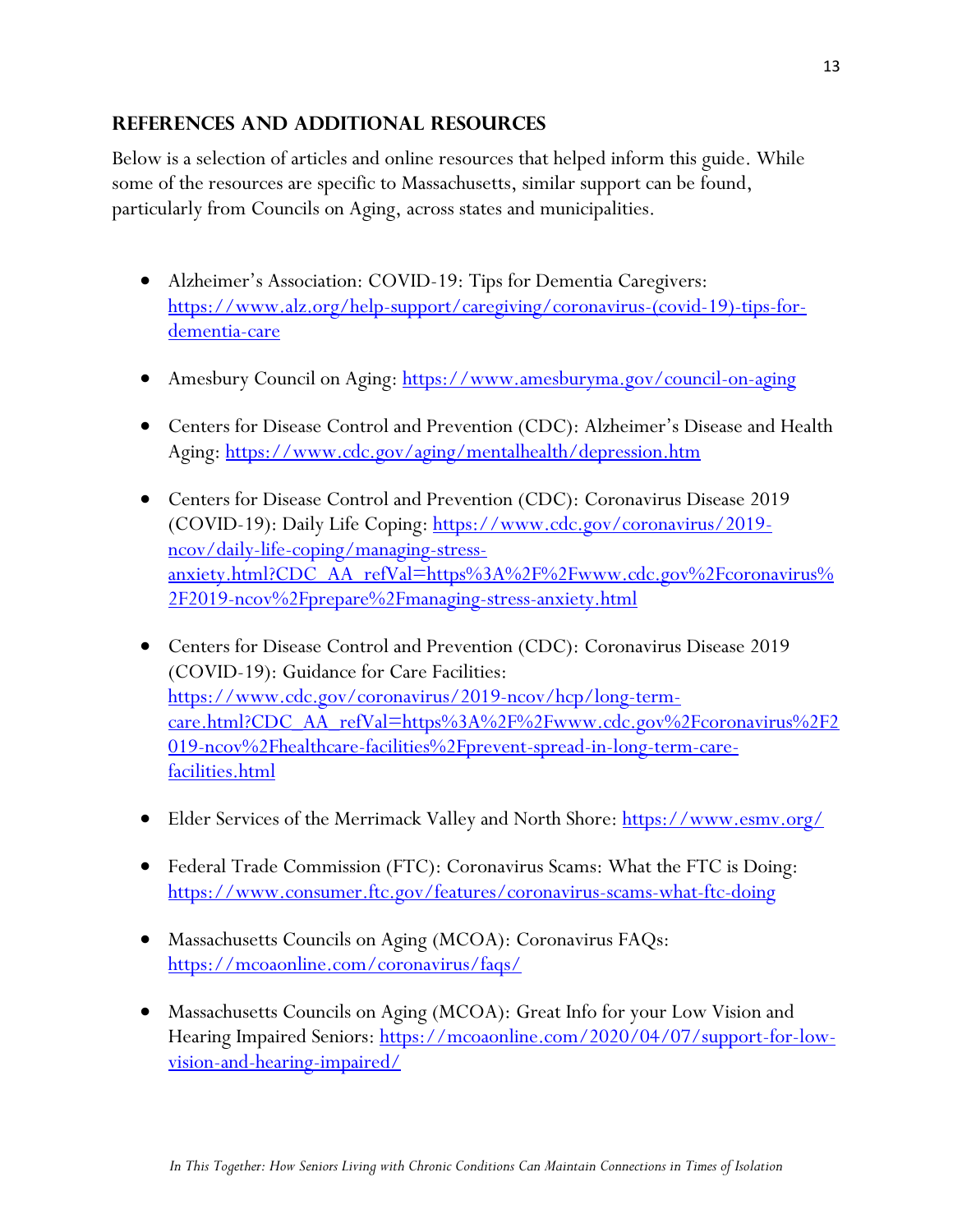## References and Additional Resources

Below is a selection of articles and online resources that helped inform this guide. While some of the resources are specific to Massachusetts, similar support can be found, particularly from Councils on Aging, across states and municipalities.

- Alzheimer's Association: COVID-19: Tips for Dementia Caregivers: https://www.alz.org/help-support/caregiving/coronavirus-(covid-19)-tips-for-dementia-care
- Amesbury Council on Aging: https://www.amesburyma.gov/council-on-aging
- Centers for Disease Control and Prevention (CDC): Alzheimer's Disease and Health Aging: https://www.cdc.gov/aging/mentalhealth/depression.htm
- Centers for Disease Control and Prevention (CDC): Coronavirus Disease 2019 (COVID-19): Daily Life Coping: https://www.cdc.gov/coronavirus/2019-ncov/daily-life-coping/managing-stress-anxiety.html?CDC_AA_refVal=https%3A%2F%2Fwww.cdc.gov%2Fcoronavirus%2F2019-ncov%2Fprepare%2Fmanaging-stress-anxiety.html
- Centers for Disease Control and Prevention (CDC): Coronavirus Disease 2019 (COVID-19): Guidance for Care Facilities: https://www.cdc.gov/coronavirus/2019-ncov/hcp/long-term-care.html?CDC_AA_refVal=https%3A%2F%2Fwww.cdc.gov%2Fcoronavirus%2F2019-ncov%2Fhealthcare-facilities%2Fprevent-spread-in-long-term-care-facilities.html
- Elder Services of the Merrimack Valley and North Shore: https://www.esmv.org/
- Federal Trade Commission (FTC): Coronavirus Scams: What the FTC is Doing: https://www.consumer.ftc.gov/features/coronavirus-scams-what-ftc-doing
- Massachusetts Councils on Aging (MCOA): Coronavirus FAQs: https://mcoaonline.com/coronavirus/faqs/
- Massachusetts Councils on Aging (MCOA): Great Info for your Low Vision and Hearing Impaired Seniors: https://mcoaonline.com/2020/04/07/support-for-low-vision-and-hearing-impaired/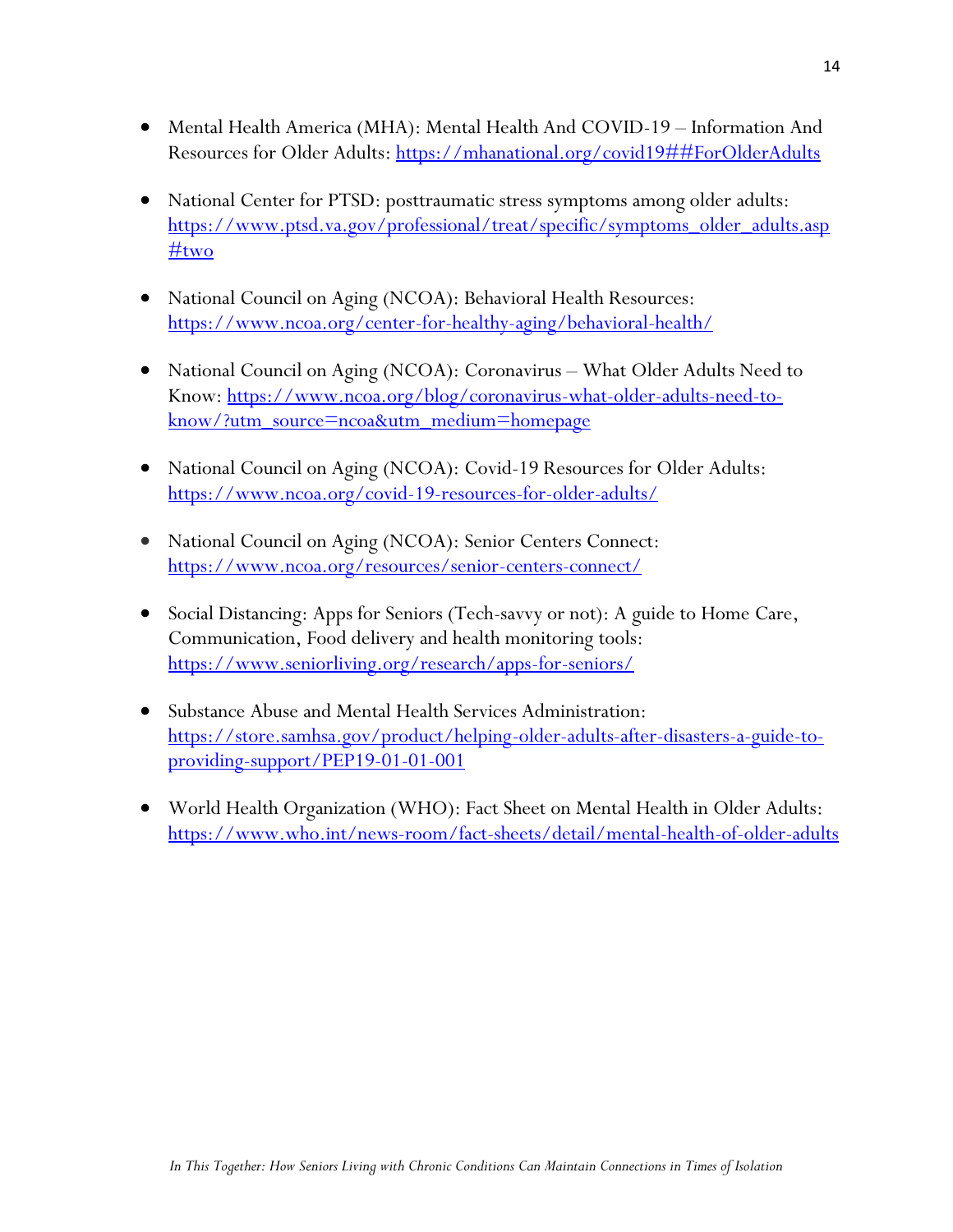- Mental Health America (MHA): Mental Health And COVID-19 – Information And Resources for Older Adults: https://mhanational.org/covid19##ForOlderAdults

- National Center for PTSD: posttraumatic stress symptoms among older adults: https://www.ptsd.va.gov/professional/treat/specific/symptoms_older_adults.asp#two

- National Council on Aging (NCOA): Behavioral Health Resources: https://www.ncoa.org/center-for-healthy-aging/behavioral-health/

- National Council on Aging (NCOA): Coronavirus – What Older Adults Need to Know: https://www.ncoa.org/blog/coronavirus-what-older-adults-need-to-know/?utm_source=ncoa&utm_medium=homepage

- National Council on Aging (NCOA): Covid-19 Resources for Older Adults: https://www.ncoa.org/covid-19-resources-for-older-adults/

- National Council on Aging (NCOA): Senior Centers Connect: https://www.ncoa.org/resources/senior-centers-connect/

- Social Distancing: Apps for Seniors (Tech-savvy or not): A guide to Home Care, Communication, Food delivery and health monitoring tools: https://www.seniorliving.org/research/apps-for-seniors/

- Substance Abuse and Mental Health Services Administration: https://store.samhsa.gov/product/helping-older-adults-after-disasters-a-guide-to-providing-support/PEP19-01-01-001

- World Health Organization (WHO): Fact Sheet on Mental Health in Older Adults: https://www.who.int/news-room/fact-sheets/detail/mental-health-of-older-adults